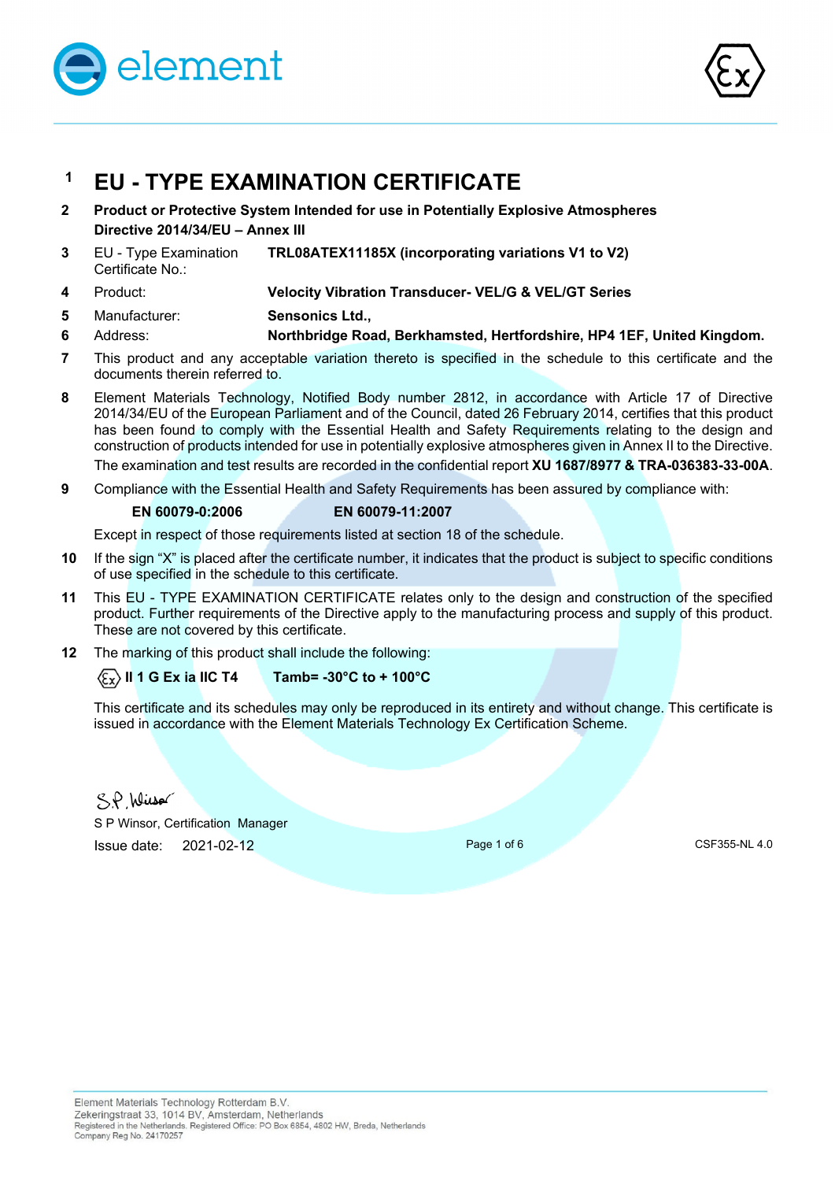# 1 EU - TYPE EXAMINATION CERTIFICATE

**2 Product or Protective System Intended for use in Potentially Explosive Atmospheres Directive 2014/34/EU – Annex III**

3 EU - Type Examination Certificate No.: **TRL08ATEX11185X (incorporating variations V1 to V2)**

4 Product: **Velocity Vibration Transducer- VEL/G & VEL/GT Series**

5 Manufacturer: **Sensonics Ltd.,**

6 Address: **Northbridge Road, Berkhamsted, Hertfordshire, HP4 1EF, United Kingdom.**

7 This product and any acceptable variation thereto is specified in the schedule to this certificate and the documents therein referred to.

8 Element Materials Technology, Notified Body number 2812, in accordance with Article 17 of Directive 2014/34/EU of the European Parliament and of the Council, dated 26 February 2014, certifies that this product has been found to comply with the Essential Health and Safety Requirements relating to the design and construction of products intended for use in potentially explosive atmospheres given in Annex II to the Directive.
The examination and test results are recorded in the confidential report **XU 1687/8977 & TRA-036383-33-00A**.

9 Compliance with the Essential Health and Safety Requirements has been assured by compliance with:

**EN 60079-0:2006** **EN 60079-11:2007**

Except in respect of those requirements listed at section 18 of the schedule.

10 If the sign "X" is placed after the certificate number, it indicates that the product is subject to specific conditions of use specified in the schedule to this certificate.

11 This EU - TYPE EXAMINATION CERTIFICATE relates only to the design and construction of the specified product. Further requirements of the Directive apply to the manufacturing process and supply of this product. These are not covered by this certificate.

12 The marking of this product shall include the following:

**II 1 G Ex ia IIC T4** **Tamb= -30°C to + 100°C**

This certificate and its schedules may only be reproduced in its entirety and without change. This certificate is issued in accordance with the Element Materials Technology Ex Certification Scheme.

S P Winsor, Certification Manager

Issue date: 2021-02-12

CSF355-NL 4.0

Element Materials Technology Rotterdam B.V.
Zekeringstraat 33, 1014 BV, Amsterdam, Netherlands
Registered in the Netherlands. Registered Office: PO Box 6854, 4802 HW, Breda, Netherlands
Company Reg No. 24170257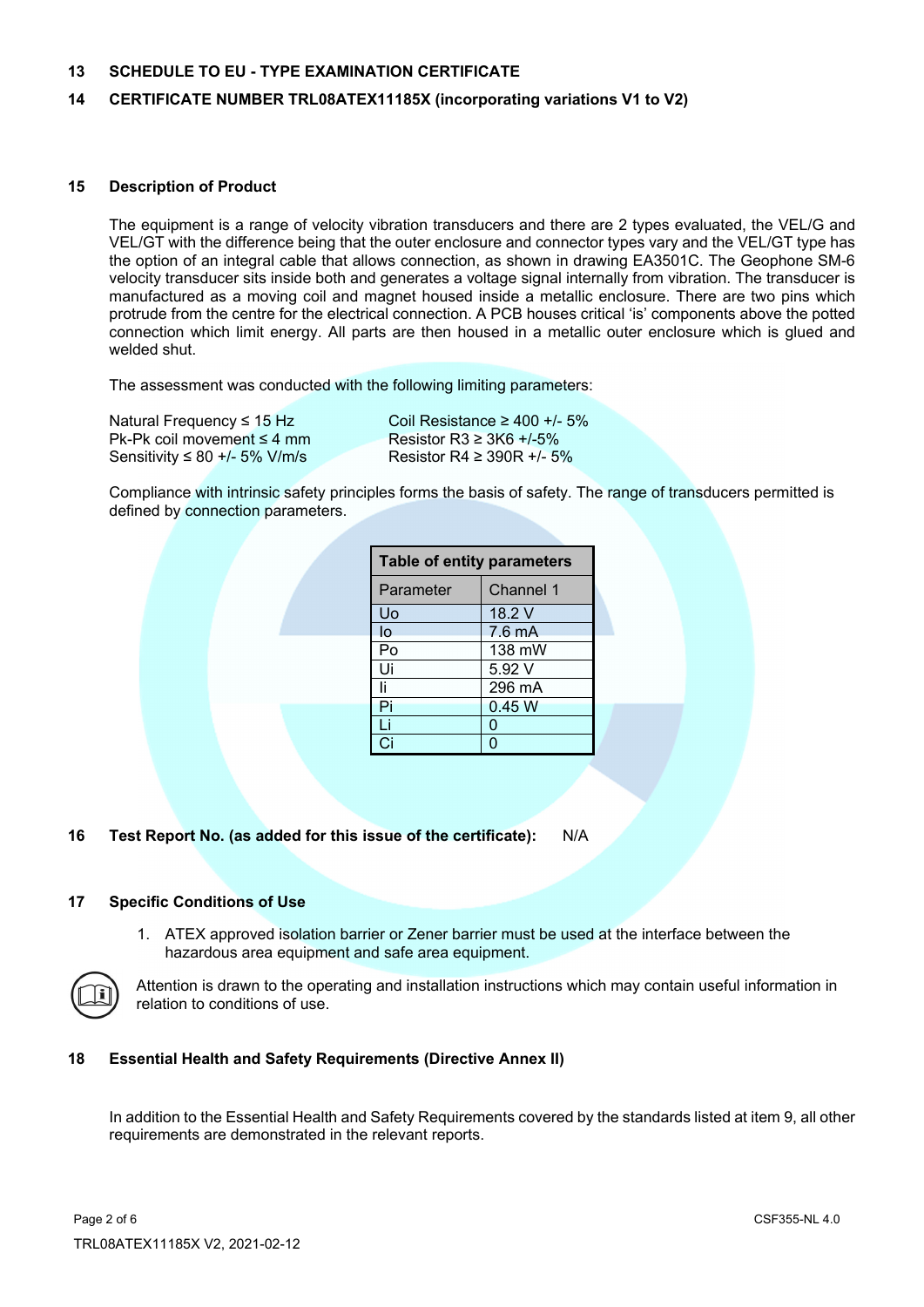## 13 SCHEDULE TO EU - TYPE EXAMINATION CERTIFICATE

## 14 CERTIFICATE NUMBER TRL08ATEX11185X (incorporating variations V1 to V2)

## 15 Description of Product

The equipment is a range of velocity vibration transducers and there are 2 types evaluated, the VEL/G and VEL/GT with the difference being that the outer enclosure and connector types vary and the VEL/GT type has the option of an integral cable that allows connection, as shown in drawing EA3501C. The Geophone SM-6 velocity transducer sits inside both and generates a voltage signal internally from vibration. The transducer is manufactured as a moving coil and magnet housed inside a metallic enclosure. There are two pins which protrude from the centre for the electrical connection. A PCB houses critical 'is' components above the potted connection which limit energy. All parts are then housed in a metallic outer enclosure which is glued and welded shut.

The assessment was conducted with the following limiting parameters:

Natural Frequency ≤ 15 Hz
Pk-Pk coil movement ≤ 4 mm
Sensitivity ≤ 80 +/- 5% V/m/s

Coil Resistance ≥ 400 +/- 5%
Resistor R3 ≥ 3K6 +/-5%
Resistor R4 ≥ 390R +/- 5%

Compliance with intrinsic safety principles forms the basis of safety. The range of transducers permitted is defined by connection parameters.

| Table of entity parameters | |
|---|---|
| Parameter | Channel 1 |
| Uo | 18.2 V |
| Io | 7.6 mA |
| Po | 138 mW |
| Ui | 5.92 V |
| Ii | 296 mA |
| Pi | 0.45 W |
| Li | 0 |
| Ci | 0 |

## 16 Test Report No. (as added for this issue of the certificate): N/A

## 17 Specific Conditions of Use

1. ATEX approved isolation barrier or Zener barrier must be used at the interface between the hazardous area equipment and safe area equipment.

Attention is drawn to the operating and installation instructions which may contain useful information in relation to conditions of use.

## 18 Essential Health and Safety Requirements (Directive Annex II)

In addition to the Essential Health and Safety Requirements covered by the standards listed at item 9, all other requirements are demonstrated in the relevant reports.

TRL08ATEX11185X V2, 2021-02-12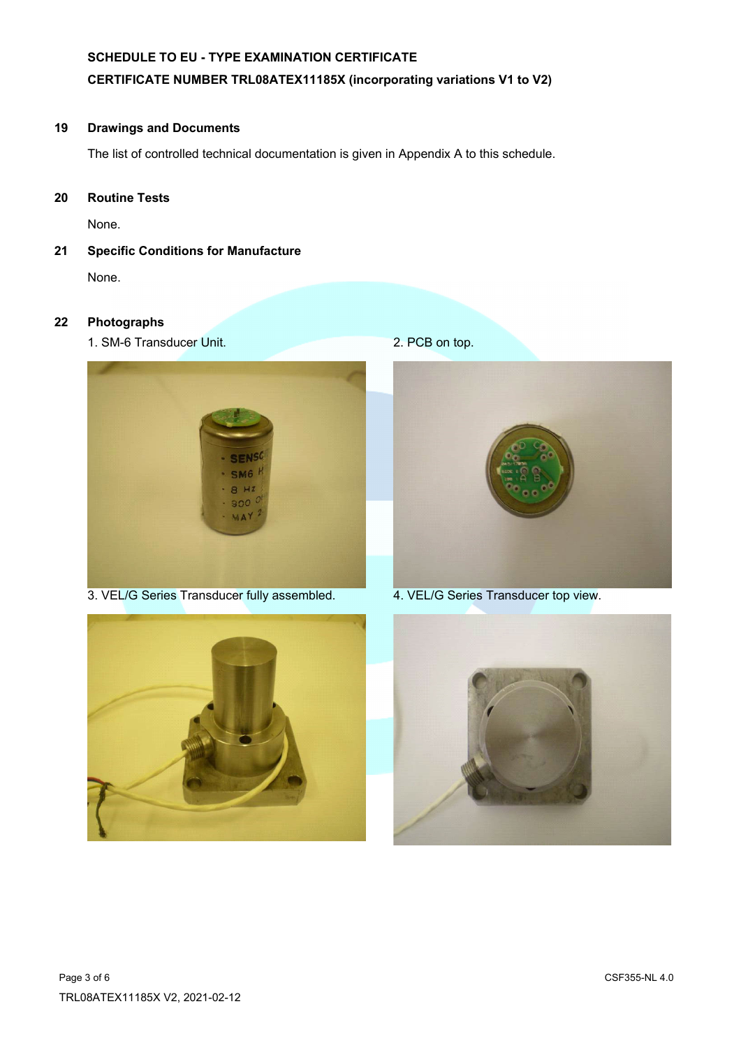**SCHEDULE TO EU - TYPE EXAMINATION CERTIFICATE**

**CERTIFICATE NUMBER TRL08ATEX11185X (incorporating variations V1 to V2)**

## 19 Drawings and Documents

The list of controlled technical documentation is given in Appendix A to this schedule.

## 20 Routine Tests

None.

## 21 Specific Conditions for Manufacture

None.

## 22 Photographs

1. SM-6 Transducer Unit.

2. PCB on top.

3. VEL/G Series Transducer fully assembled.

4. VEL/G Series Transducer top view.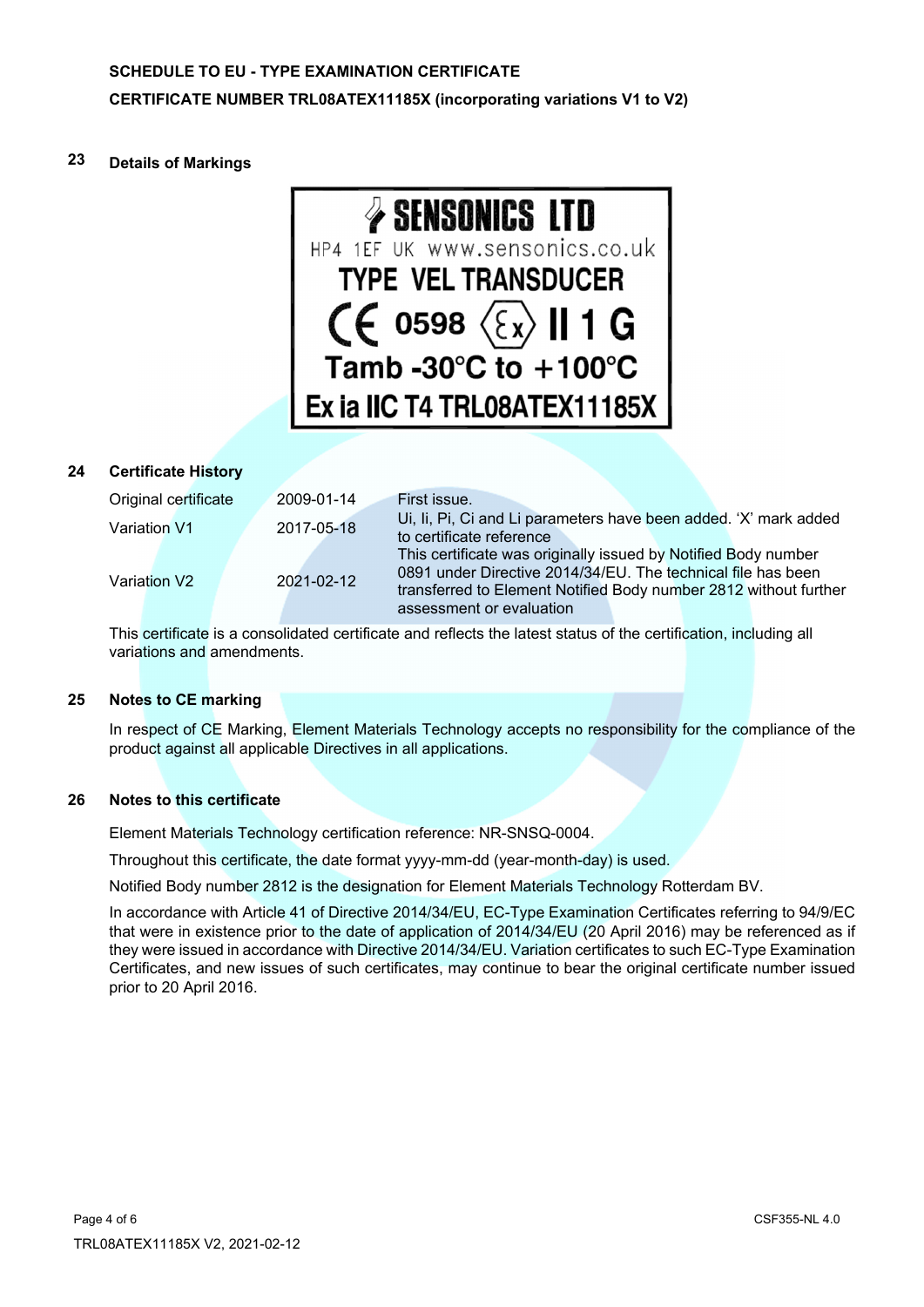**SCHEDULE TO EU - TYPE EXAMINATION CERTIFICATE**

**CERTIFICATE NUMBER TRL08ATEX11185X (incorporating variations V1 to V2)**

## 23 Details of Markings

SENSONICS LTD
HP4 1EF UK www.sensonics.co.uk
TYPE VEL TRANSDUCER
CE 0598 ⟨Ex⟩ II 1 G
Tamb -30°C to +100°C
Ex ia IIC T4 TRL08ATEX11185X

## 24 Certificate History

| | | |
|---|---|---|
| Original certificate | 2009-01-14 | First issue. |
| Variation V1 | 2017-05-18 | Ui, Ii, Pi, Ci and Li parameters have been added. 'X' mark added to certificate reference |
| Variation V2 | 2021-02-12 | This certificate was originally issued by Notified Body number 0891 under Directive 2014/34/EU. The technical file has been transferred to Element Notified Body number 2812 without further assessment or evaluation |

This certificate is a consolidated certificate and reflects the latest status of the certification, including all variations and amendments.

## 25 Notes to CE marking

In respect of CE Marking, Element Materials Technology accepts no responsibility for the compliance of the product against all applicable Directives in all applications.

## 26 Notes to this certificate

Element Materials Technology certification reference: NR-SNSQ-0004.

Throughout this certificate, the date format yyyy-mm-dd (year-month-day) is used.

Notified Body number 2812 is the designation for Element Materials Technology Rotterdam BV.

In accordance with Article 41 of Directive 2014/34/EU, EC-Type Examination Certificates referring to 94/9/EC that were in existence prior to the date of application of 2014/34/EU (20 April 2016) may be referenced as if they were issued in accordance with Directive 2014/34/EU. Variation certificates to such EC-Type Examination Certificates, and new issues of such certificates, may continue to bear the original certificate number issued prior to 20 April 2016.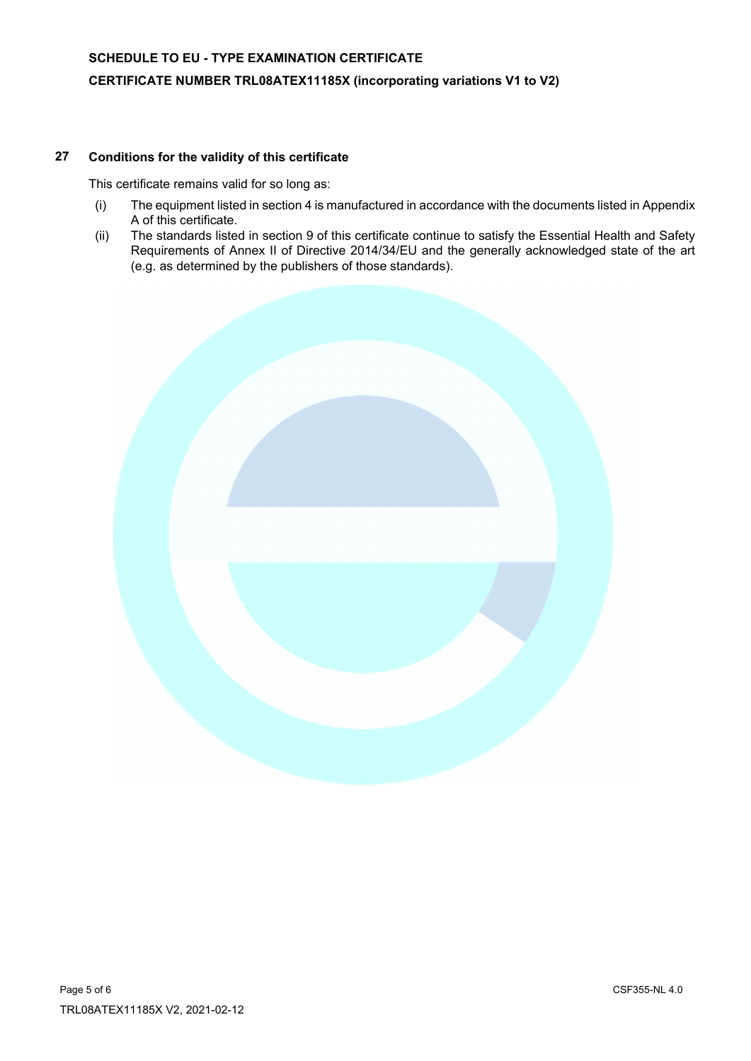**SCHEDULE TO EU - TYPE EXAMINATION CERTIFICATE**

**CERTIFICATE NUMBER TRL08ATEX11185X (incorporating variations V1 to V2)**

## 27 Conditions for the validity of this certificate

This certificate remains valid for so long as:

(i) The equipment listed in section 4 is manufactured in accordance with the documents listed in Appendix A of this certificate.

(ii) The standards listed in section 9 of this certificate continue to satisfy the Essential Health and Safety Requirements of Annex II of Directive 2014/34/EU and the generally acknowledged state of the art (e.g. as determined by the publishers of those standards).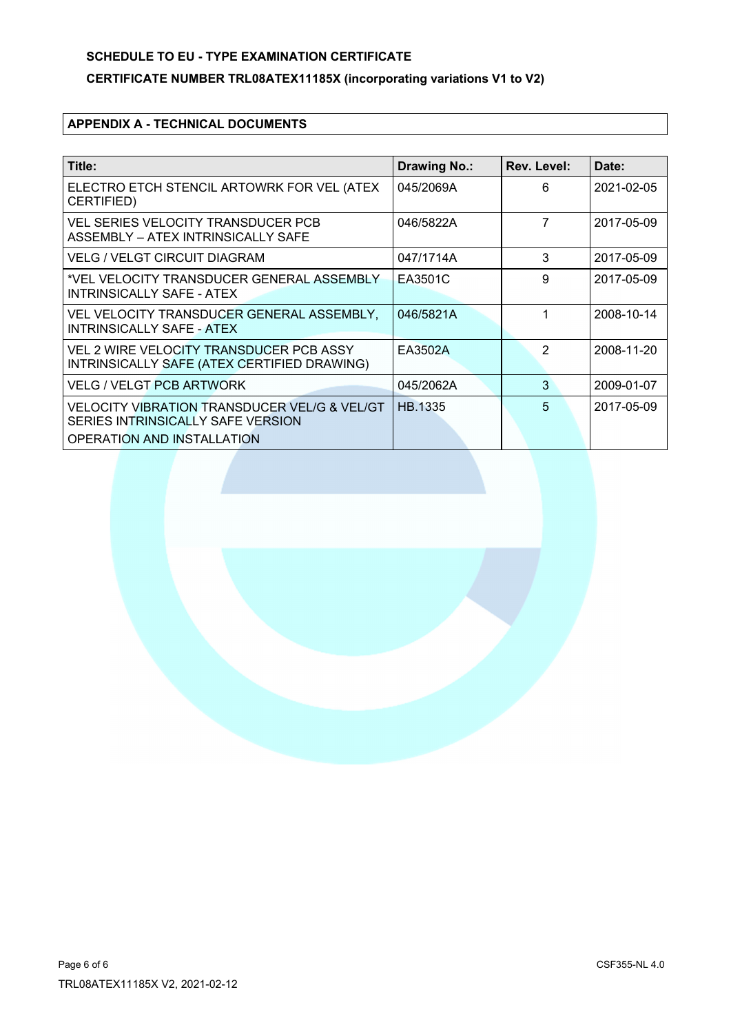**SCHEDULE TO EU - TYPE EXAMINATION CERTIFICATE**

**CERTIFICATE NUMBER TRL08ATEX11185X (incorporating variations V1 to V2)**

**APPENDIX A - TECHNICAL DOCUMENTS**

| Title: | Drawing No.: | Rev. Level: | Date: |
|---|---|---|---|
| ELECTRO ETCH STENCIL ARTOWRK FOR VEL (ATEX CERTIFIED) | 045/2069A | 6 | 2021-02-05 |
| VEL SERIES VELOCITY TRANSDUCER PCB ASSEMBLY – ATEX INTRINSICALLY SAFE | 046/5822A | 7 | 2017-05-09 |
| VELG / VELGT CIRCUIT DIAGRAM | 047/1714A | 3 | 2017-05-09 |
| *VEL VELOCITY TRANSDUCER GENERAL ASSEMBLY INTRINSICALLY SAFE - ATEX | EA3501C | 9 | 2017-05-09 |
| VEL VELOCITY TRANSDUCER GENERAL ASSEMBLY, INTRINSICALLY SAFE - ATEX | 046/5821A | 1 | 2008-10-14 |
| VEL 2 WIRE VELOCITY TRANSDUCER PCB ASSY INTRINSICALLY SAFE (ATEX CERTIFIED DRAWING) | EA3502A | 2 | 2008-11-20 |
| VELG / VELGT PCB ARTWORK | 045/2062A | 3 | 2009-01-07 |
| VELOCITY VIBRATION TRANSDUCER VEL/G & VEL/GT SERIES INTRINSICALLY SAFE VERSION OPERATION AND INSTALLATION | HB.1335 | 5 | 2017-05-09 |

TRL08ATEX11185X V2, 2021-02-12